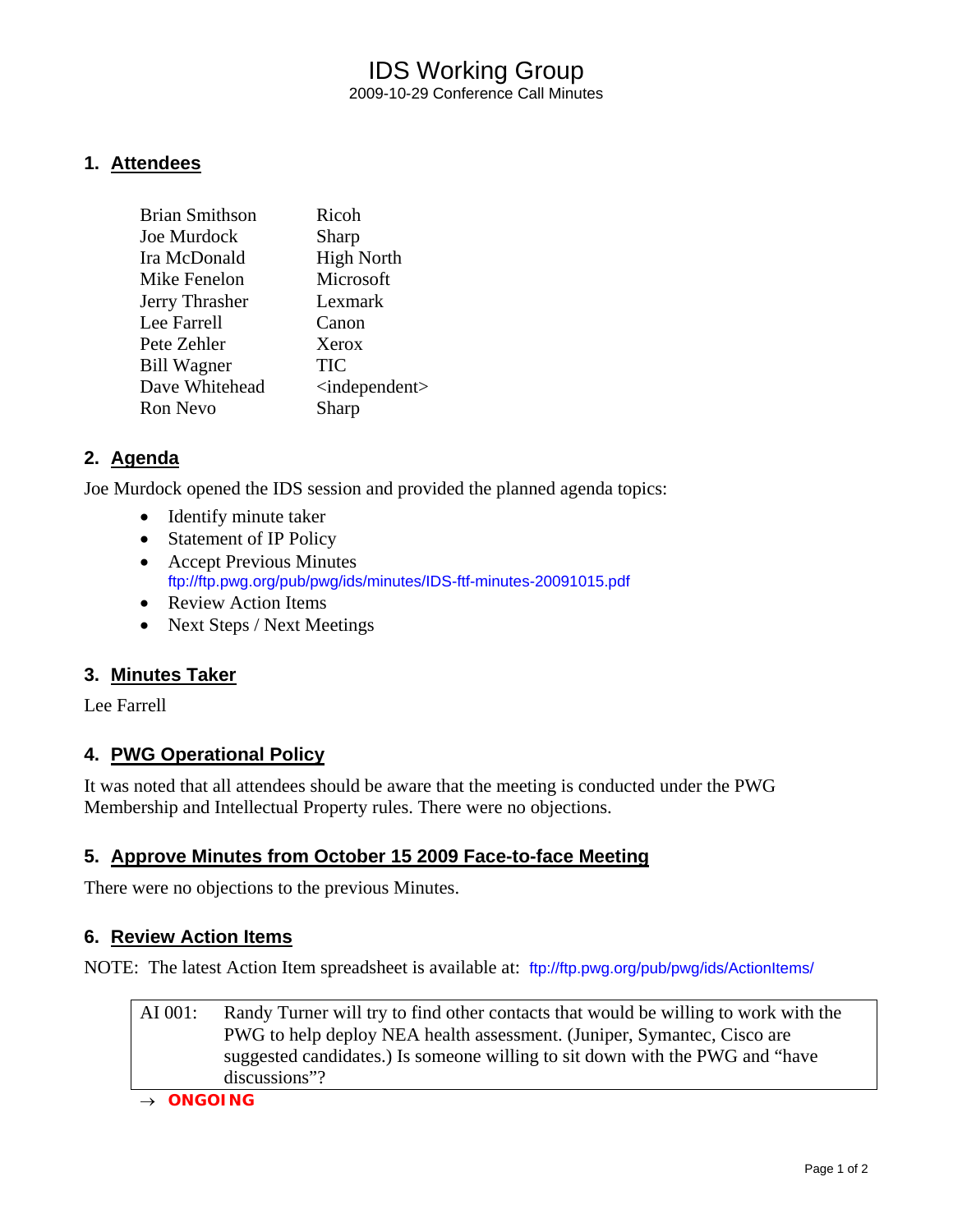# IDS Working Group

2009-10-29 Conference Call Minutes

## 1. Attendees

| | |
|---|---|
| Brian Smithson | Ricoh |
| Joe Murdock | Sharp |
| Ira McDonald | High North |
| Mike Fenelon | Microsoft |
| Jerry Thrasher | Lexmark |
| Lee Farrell | Canon |
| Pete Zehler | Xerox |
| Bill Wagner | TIC |
| Dave Whitehead | <independent> |
| Ron Nevo | Sharp |

## 2. Agenda

Joe Murdock opened the IDS session and provided the planned agenda topics:

- Identify minute taker
- Statement of IP Policy
- Accept Previous Minutes
  ftp://ftp.pwg.org/pub/pwg/ids/minutes/IDS-ftf-minutes-20091015.pdf
- Review Action Items
- Next Steps / Next Meetings

## 3. Minutes Taker

Lee Farrell

## 4. PWG Operational Policy

It was noted that all attendees should be aware that the meeting is conducted under the PWG Membership and Intellectual Property rules. There were no objections.

## 5. Approve Minutes from October 15 2009 Face-to-face Meeting

There were no objections to the previous Minutes.

## 6. Review Action Items

NOTE: The latest Action Item spreadsheet is available at: ftp://ftp.pwg.org/pub/pwg/ids/ActionItems/

| | |
|---|---|
| AI 001: | Randy Turner will try to find other contacts that would be willing to work with the PWG to help deploy NEA health assessment. (Juniper, Symantec, Cisco are suggested candidates.) Is someone willing to sit down with the PWG and "have discussions"? |

→ **ONGOING**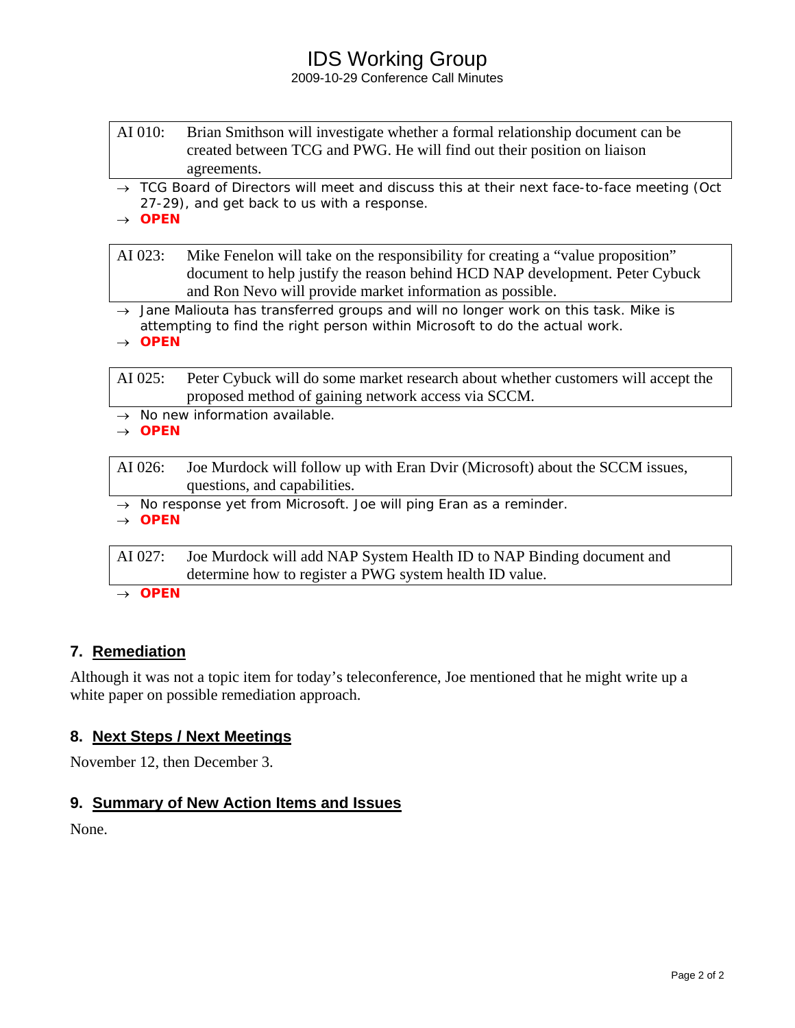| | |
|---|---|
| AI 010: | Brian Smithson will investigate whether a formal relationship document can be created between TCG and PWG. He will find out their position on liaison agreements. |

→ TCG Board of Directors will meet and discuss this at their next face-to-face meeting (Oct 27-29), and get back to us with a response.

→ **OPEN**

| | |
|---|---|
| AI 023: | Mike Fenelon will take on the responsibility for creating a "value proposition" document to help justify the reason behind HCD NAP development. Peter Cybuck and Ron Nevo will provide market information as possible. |

→ Jane Maliouta has transferred groups and will no longer work on this task. Mike is attempting to find the right person within Microsoft to do the actual work.

→ **OPEN**

| | |
|---|---|
| AI 025: | Peter Cybuck will do some market research about whether customers will accept the proposed method of gaining network access via SCCM. |

→ No new information available.

→ **OPEN**

| | |
|---|---|
| AI 026: | Joe Murdock will follow up with Eran Dvir (Microsoft) about the SCCM issues, questions, and capabilities. |

→ No response yet from Microsoft. Joe will ping Eran as a reminder.

→ **OPEN**

| | |
|---|---|
| AI 027: | Joe Murdock will add NAP System Health ID to NAP Binding document and determine how to register a PWG system health ID value. |

→ **OPEN**

## 7. Remediation

Although it was not a topic item for today's teleconference, Joe mentioned that he might write up a white paper on possible remediation approach.

## 8. Next Steps / Next Meetings

November 12, then December 3.

## 9. Summary of New Action Items and Issues

None.